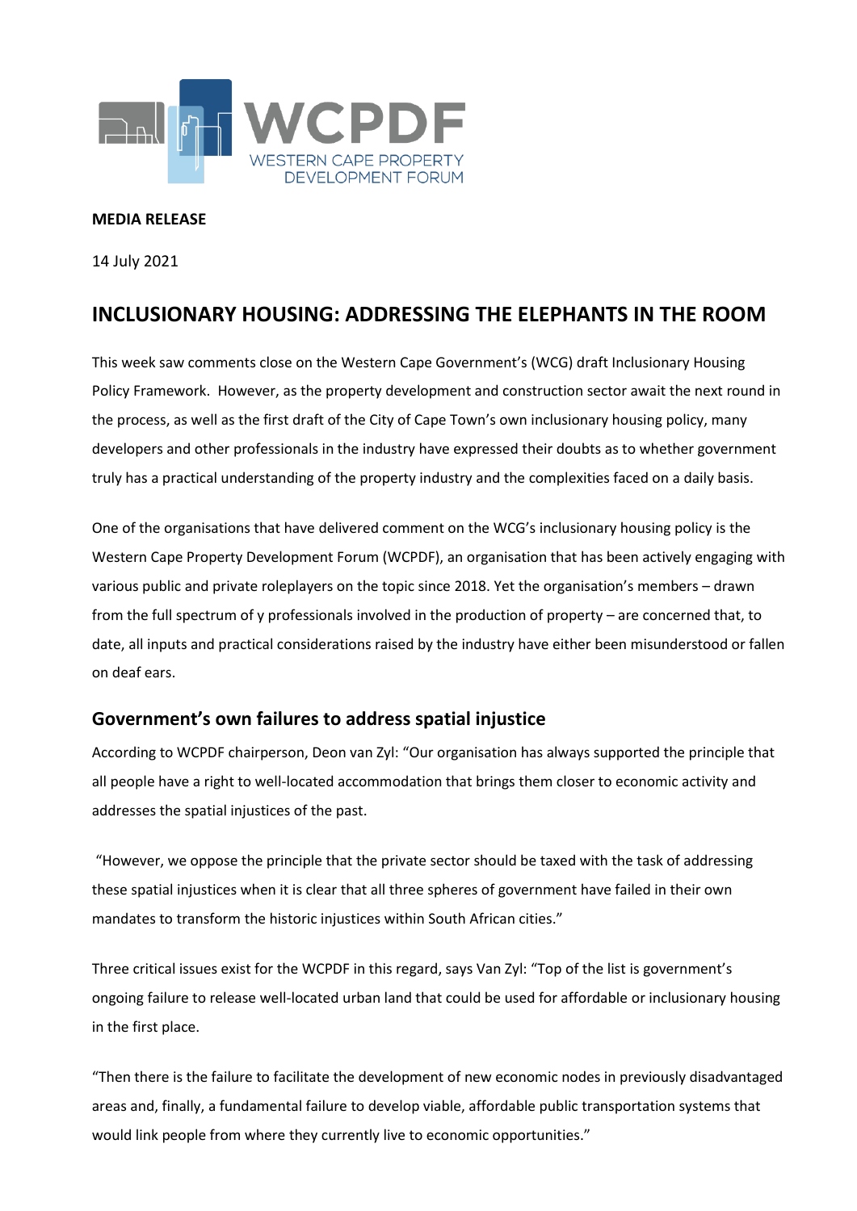**WCPDF**
WESTERN CAPE PROPERTY DEVELOPMENT FORUM

**MEDIA RELEASE**

14 July 2021

# INCLUSIONARY HOUSING: ADDRESSING THE ELEPHANTS IN THE ROOM

This week saw comments close on the Western Cape Government's (WCG) draft Inclusionary Housing Policy Framework. However, as the property development and construction sector await the next round in the process, as well as the first draft of the City of Cape Town's own inclusionary housing policy, many developers and other professionals in the industry have expressed their doubts as to whether government truly has a practical understanding of the property industry and the complexities faced on a daily basis.

One of the organisations that have delivered comment on the WCG's inclusionary housing policy is the Western Cape Property Development Forum (WCPDF), an organisation that has been actively engaging with various public and private roleplayers on the topic since 2018. Yet the organisation's members – drawn from the full spectrum of y professionals involved in the production of property – are concerned that, to date, all inputs and practical considerations raised by the industry have either been misunderstood or fallen on deaf ears.

## Government's own failures to address spatial injustice

According to WCPDF chairperson, Deon van Zyl: "Our organisation has always supported the principle that all people have a right to well-located accommodation that brings them closer to economic activity and addresses the spatial injustices of the past.

"However, we oppose the principle that the private sector should be taxed with the task of addressing these spatial injustices when it is clear that all three spheres of government have failed in their own mandates to transform the historic injustices within South African cities."

Three critical issues exist for the WCPDF in this regard, says Van Zyl: "Top of the list is government's ongoing failure to release well-located urban land that could be used for affordable or inclusionary housing in the first place.

"Then there is the failure to facilitate the development of new economic nodes in previously disadvantaged areas and, finally, a fundamental failure to develop viable, affordable public transportation systems that would link people from where they currently live to economic opportunities."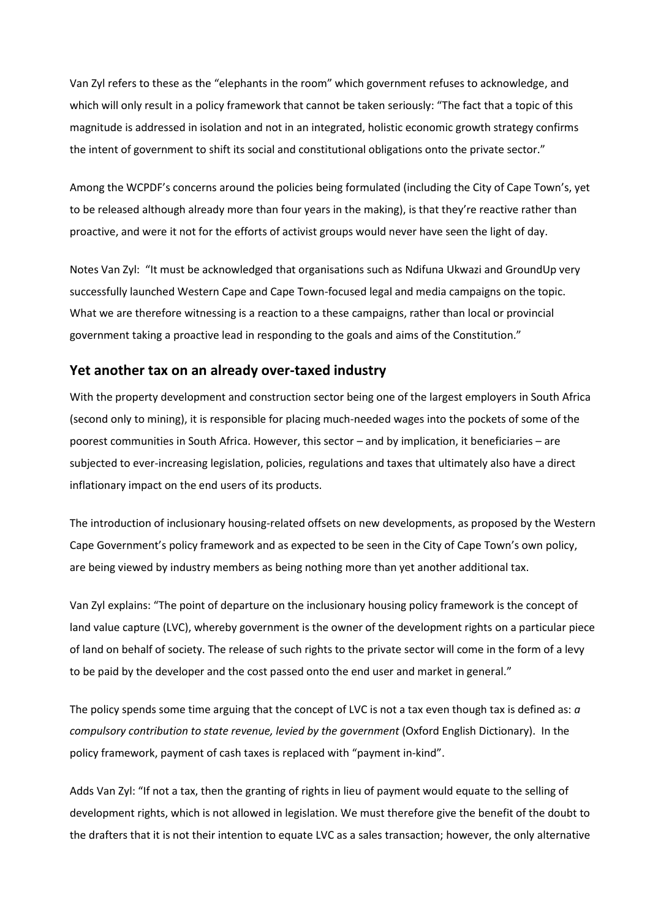Van Zyl refers to these as the "elephants in the room" which government refuses to acknowledge, and which will only result in a policy framework that cannot be taken seriously: "The fact that a topic of this magnitude is addressed in isolation and not in an integrated, holistic economic growth strategy confirms the intent of government to shift its social and constitutional obligations onto the private sector."

Among the WCPDF's concerns around the policies being formulated (including the City of Cape Town's, yet to be released although already more than four years in the making), is that they're reactive rather than proactive, and were it not for the efforts of activist groups would never have seen the light of day.

Notes Van Zyl: "It must be acknowledged that organisations such as Ndifuna Ukwazi and GroundUp very successfully launched Western Cape and Cape Town-focused legal and media campaigns on the topic. What we are therefore witnessing is a reaction to a these campaigns, rather than local or provincial government taking a proactive lead in responding to the goals and aims of the Constitution."

## Yet another tax on an already over-taxed industry

With the property development and construction sector being one of the largest employers in South Africa (second only to mining), it is responsible for placing much-needed wages into the pockets of some of the poorest communities in South Africa. However, this sector – and by implication, it beneficiaries – are subjected to ever-increasing legislation, policies, regulations and taxes that ultimately also have a direct inflationary impact on the end users of its products.

The introduction of inclusionary housing-related offsets on new developments, as proposed by the Western Cape Government's policy framework and as expected to be seen in the City of Cape Town's own policy, are being viewed by industry members as being nothing more than yet another additional tax.

Van Zyl explains: "The point of departure on the inclusionary housing policy framework is the concept of land value capture (LVC), whereby government is the owner of the development rights on a particular piece of land on behalf of society. The release of such rights to the private sector will come in the form of a levy to be paid by the developer and the cost passed onto the end user and market in general."

The policy spends some time arguing that the concept of LVC is not a tax even though tax is defined as: *a compulsory contribution to state revenue, levied by the government* (Oxford English Dictionary). In the policy framework, payment of cash taxes is replaced with "payment in-kind".

Adds Van Zyl: "If not a tax, then the granting of rights in lieu of payment would equate to the selling of development rights, which is not allowed in legislation. We must therefore give the benefit of the doubt to the drafters that it is not their intention to equate LVC as a sales transaction; however, the only alternative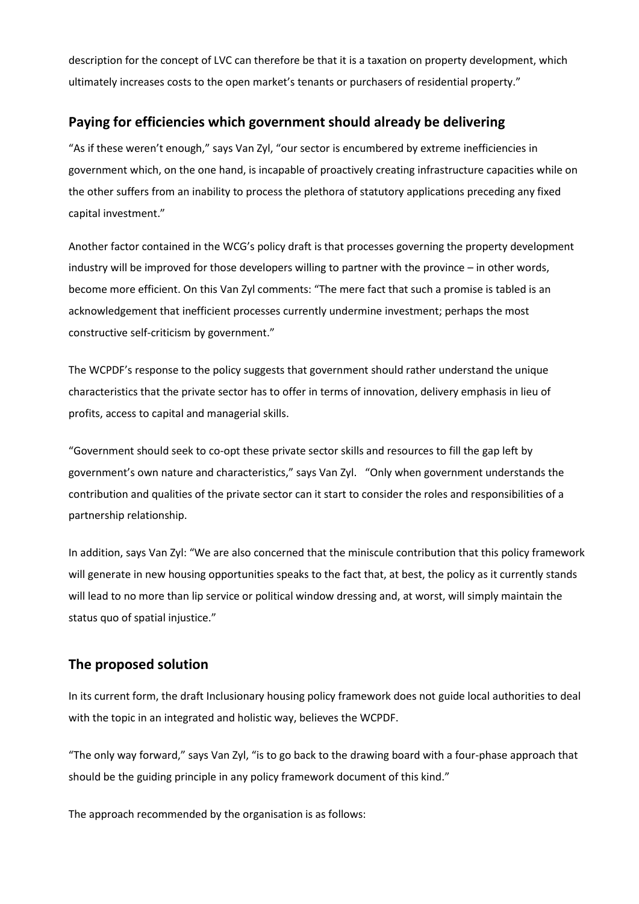description for the concept of LVC can therefore be that it is a taxation on property development, which ultimately increases costs to the open market's tenants or purchasers of residential property."

## Paying for efficiencies which government should already be delivering

"As if these weren't enough," says Van Zyl, "our sector is encumbered by extreme inefficiencies in government which, on the one hand, is incapable of proactively creating infrastructure capacities while on the other suffers from an inability to process the plethora of statutory applications preceding any fixed capital investment."

Another factor contained in the WCG's policy draft is that processes governing the property development industry will be improved for those developers willing to partner with the province – in other words, become more efficient. On this Van Zyl comments: "The mere fact that such a promise is tabled is an acknowledgement that inefficient processes currently undermine investment; perhaps the most constructive self-criticism by government."

The WCPDF's response to the policy suggests that government should rather understand the unique characteristics that the private sector has to offer in terms of innovation, delivery emphasis in lieu of profits, access to capital and managerial skills.

"Government should seek to co-opt these private sector skills and resources to fill the gap left by government's own nature and characteristics," says Van Zyl. "Only when government understands the contribution and qualities of the private sector can it start to consider the roles and responsibilities of a partnership relationship.

In addition, says Van Zyl: "We are also concerned that the miniscule contribution that this policy framework will generate in new housing opportunities speaks to the fact that, at best, the policy as it currently stands will lead to no more than lip service or political window dressing and, at worst, will simply maintain the status quo of spatial injustice."

## The proposed solution

In its current form, the draft Inclusionary housing policy framework does not guide local authorities to deal with the topic in an integrated and holistic way, believes the WCPDF.

"The only way forward," says Van Zyl, "is to go back to the drawing board with a four-phase approach that should be the guiding principle in any policy framework document of this kind."

The approach recommended by the organisation is as follows: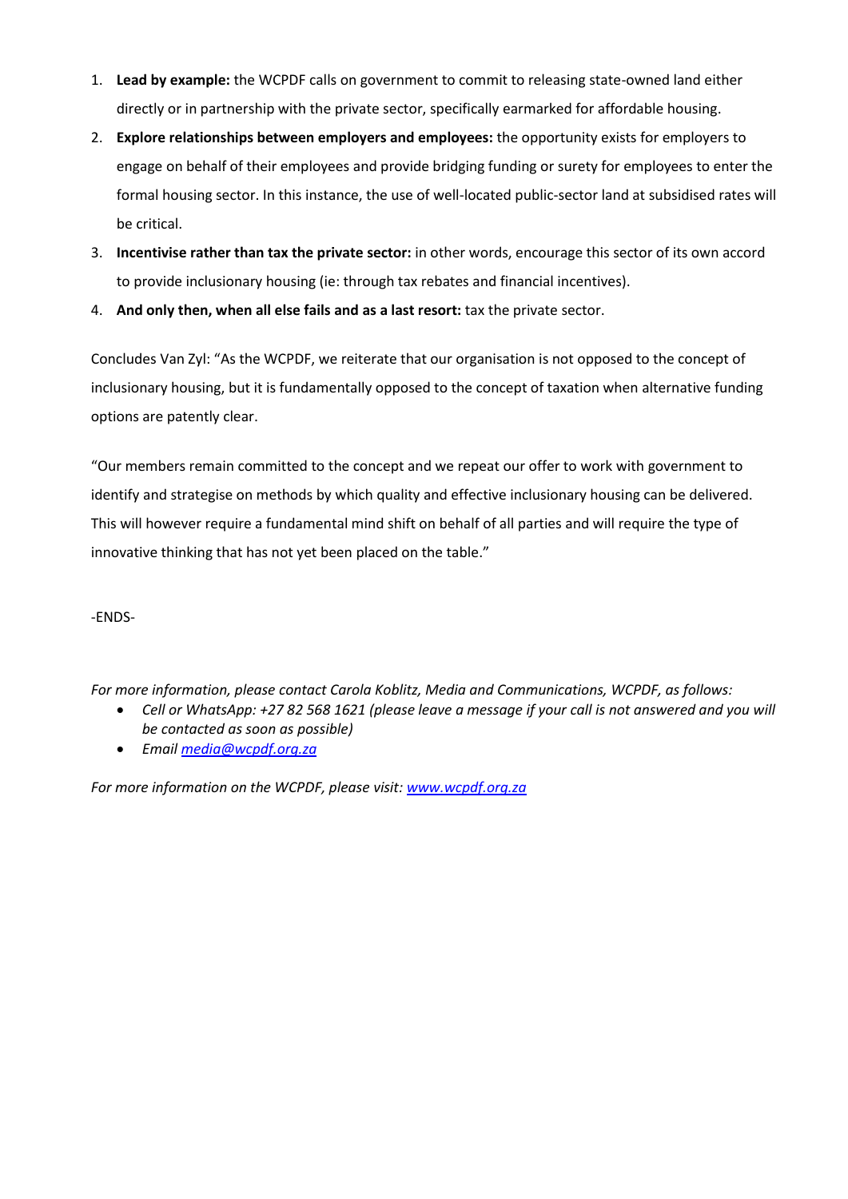1. **Lead by example:** the WCPDF calls on government to commit to releasing state-owned land either directly or in partnership with the private sector, specifically earmarked for affordable housing.
2. **Explore relationships between employers and employees:** the opportunity exists for employers to engage on behalf of their employees and provide bridging funding or surety for employees to enter the formal housing sector. In this instance, the use of well-located public-sector land at subsidised rates will be critical.
3. **Incentivise rather than tax the private sector:** in other words, encourage this sector of its own accord to provide inclusionary housing (ie: through tax rebates and financial incentives).
4. **And only then, when all else fails and as a last resort:** tax the private sector.

Concludes Van Zyl: "As the WCPDF, we reiterate that our organisation is not opposed to the concept of inclusionary housing, but it is fundamentally opposed to the concept of taxation when alternative funding options are patently clear.

"Our members remain committed to the concept and we repeat our offer to work with government to identify and strategise on methods by which quality and effective inclusionary housing can be delivered. This will however require a fundamental mind shift on behalf of all parties and will require the type of innovative thinking that has not yet been placed on the table."

-ENDS-

*For more information, please contact Carola Koblitz, Media and Communications, WCPDF, as follows:*

- *Cell or WhatsApp: +27 82 568 1621 (please leave a message if your call is not answered and you will be contacted as soon as possible)*
- *Email [media@wcpdf.org.za](mailto:media@wcpdf.org.za)*

*For more information on the WCPDF, please visit: [www.wcpdf.org.za](http://www.wcpdf.org.za)*